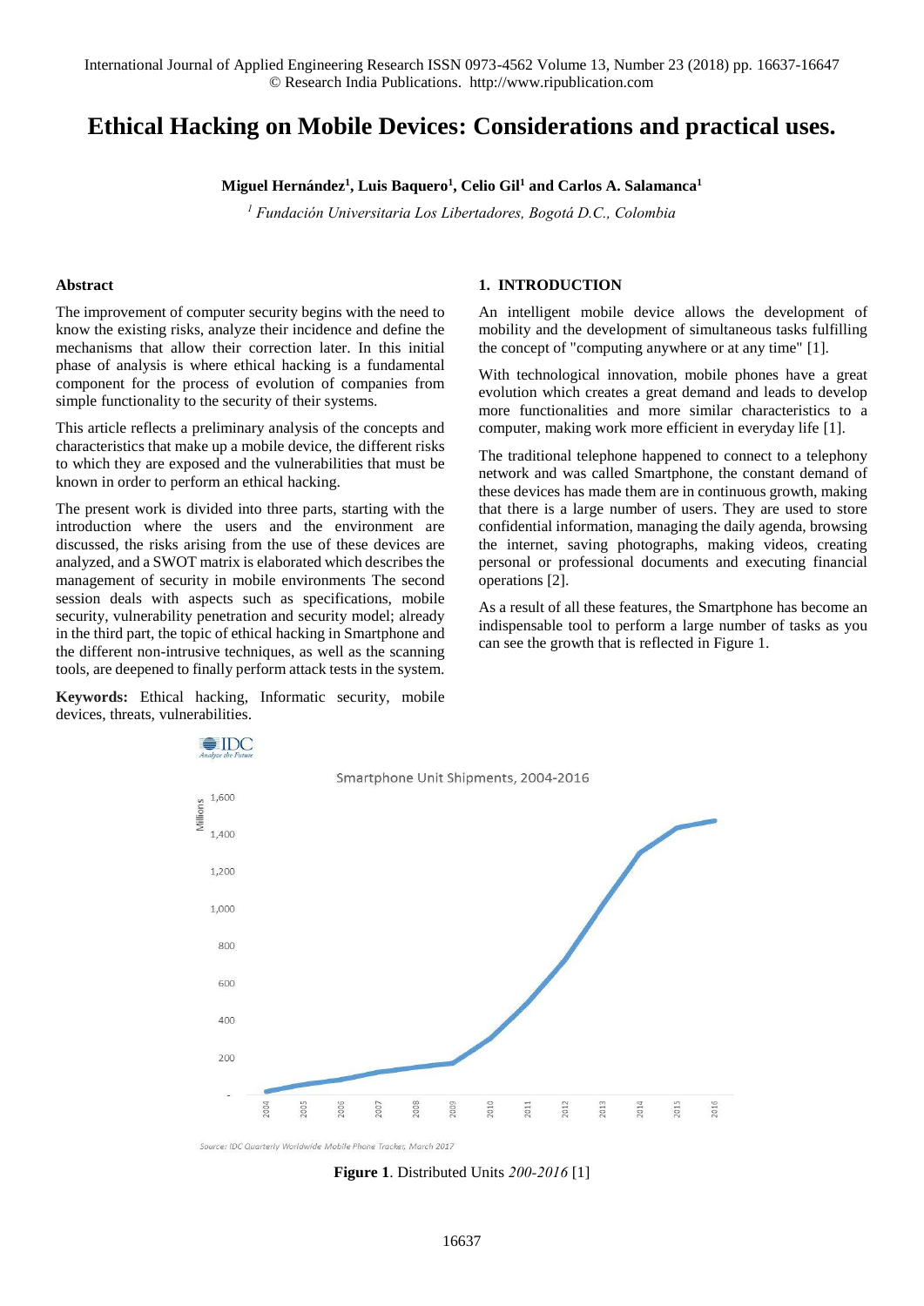# Ethical Hacking on Mobile Devices: Considerations and practical uses.

**Miguel Hernández[1], Luis Baquero[1], Celio Gil[1] and Carlos A. Salamanca[1]**

*[1] Fundación Universitaria Los Libertadores, Bogotá D.C., Colombia*

## Abstract

The improvement of computer security begins with the need to know the existing risks, analyze their incidence and define the mechanisms that allow their correction later. In this initial phase of analysis is where ethical hacking is a fundamental component for the process of evolution of companies from simple functionality to the security of their systems.

This article reflects a preliminary analysis of the concepts and characteristics that make up a mobile device, the different risks to which they are exposed and the vulnerabilities that must be known in order to perform an ethical hacking.

The present work is divided into three parts, starting with the introduction where the users and the environment are discussed, the risks arising from the use of these devices are analyzed, and a SWOT matrix is elaborated which describes the management of security in mobile environments The second session deals with aspects such as specifications, mobile security, vulnerability penetration and security model; already in the third part, the topic of ethical hacking in Smartphone and the different non-intrusive techniques, as well as the scanning tools, are deepened to finally perform attack tests in the system.

**Keywords:** Ethical hacking, Informatic security, mobile devices, threats, vulnerabilities.

## 1. INTRODUCTION

An intelligent mobile device allows the development of mobility and the development of simultaneous tasks fulfilling the concept of "computing anywhere or at any time" [1].

With technological innovation, mobile phones have a great evolution which creates a great demand and leads to develop more functionalities and more similar characteristics to a computer, making work more efficient in everyday life [1].

The traditional telephone happened to connect to a telephony network and was called Smartphone, the constant demand of these devices has made them are in continuous growth, making that there is a large number of users. They are used to store confidential information, managing the daily agenda, browsing the internet, saving photographs, making videos, creating personal or professional documents and executing financial operations [2].

As a result of all these features, the Smartphone has become an indispensable tool to perform a large number of tasks as you can see the growth that is reflected in Figure 1.

**Figure 1**. Distributed Units *200-2016* [1]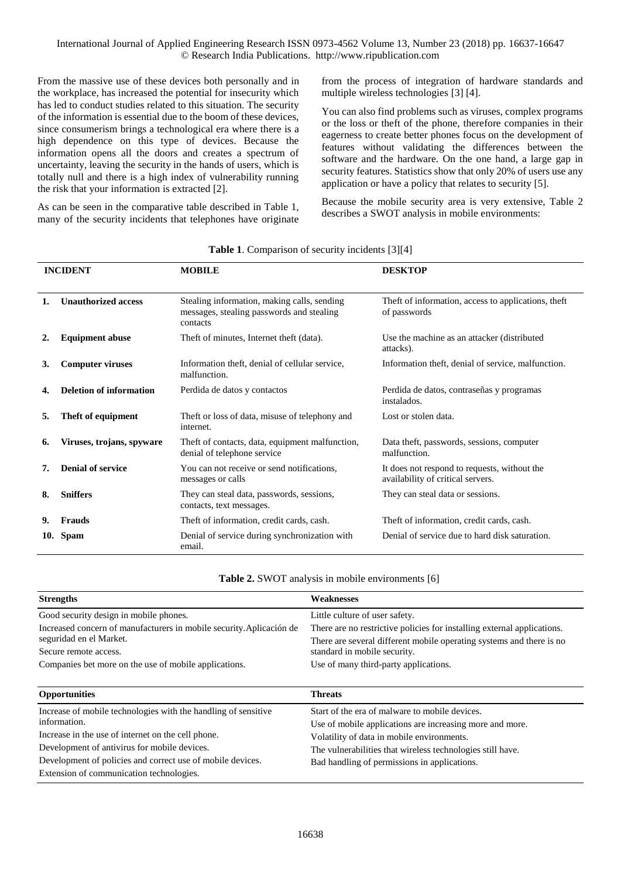From the massive use of these devices both personally and in the workplace, has increased the potential for insecurity which has led to conduct studies related to this situation. The security of the information is essential due to the boom of these devices, since consumerism brings a technological era where there is a high dependence on this type of devices. Because the information opens all the doors and creates a spectrum of uncertainty, leaving the security in the hands of users, which is totally null and there is a high index of vulnerability running the risk that your information is extracted [2].

As can be seen in the comparative table described in Table 1, many of the security incidents that telephones have originate from the process of integration of hardware standards and multiple wireless technologies [3] [4].

You can also find problems such as viruses, complex programs or the loss or theft of the phone, therefore companies in their eagerness to create better phones focus on the development of features without validating the differences between the software and the hardware. On the one hand, a large gap in security features. Statistics show that only 20% of users use any application or have a policy that relates to security [5].

Because the mobile security area is very extensive, Table 2 describes a SWOT analysis in mobile environments:

**Table 1**. Comparison of security incidents [3][4]

| INCIDENT | MOBILE | DESKTOP |
|---|---|---|
| **1. Unauthorized access** | Stealing information, making calls, sending messages, stealing passwords and stealing contacts | Theft of information, access to applications, theft of passwords |
| **2. Equipment abuse** | Theft of minutes, Internet theft (data). | Use the machine as an attacker (distributed attacks). |
| **3. Computer viruses** | Information theft, denial of cellular service, malfunction. | Information theft, denial of service, malfunction. |
| **4. Deletion of information** | Perdida de datos y contactos | Perdida de datos, contraseñas y programas instalados. |
| **5. Theft of equipment** | Theft or loss of data, misuse of telephony and internet. | Lost or stolen data. |
| **6. Viruses, trojans, spyware** | Theft of contacts, data, equipment malfunction, denial of telephone service | Data theft, passwords, sessions, computer malfunction. |
| **7. Denial of service** | You can not receive or send notifications, messages or calls | It does not respond to requests, without the availability of critical servers. |
| **8. Sniffers** | They can steal data, passwords, sessions, contacts, text messages. | They can steal data or sessions. |
| **9. Frauds** | Theft of information, credit cards, cash. | Theft of information, credit cards, cash. |
| **10. Spam** | Denial of service during synchronization with email. | Denial of service due to hard disk saturation. |

**Table 2.** SWOT analysis in mobile environments [6]

| **Strengths** | **Weaknesses** |
|---|---|
| Good security design in mobile phones.<br>Increased concern of manufacturers in mobile security. Aplicación de seguridad en el Market.<br>Secure remote access.<br>Companies bet more on the use of mobile applications. | Little culture of user safety.<br>There are no restrictive policies for installing external applications.<br>There are several different mobile operating systems and there is no standard in mobile security.<br>Use of many third-party applications. |
| **Opportunities** | **Threats** |
| Increase of mobile technologies with the handling of sensitive information.<br>Increase in the use of internet on the cell phone.<br>Development of antivirus for mobile devices.<br>Development of policies and correct use of mobile devices.<br>Extension of communication technologies. | Start of the era of malware to mobile devices.<br>Use of mobile applications are increasing more and more.<br>Volatility of data in mobile environments.<br>The vulnerabilities that wireless technologies still have.<br>Bad handling of permissions in applications. |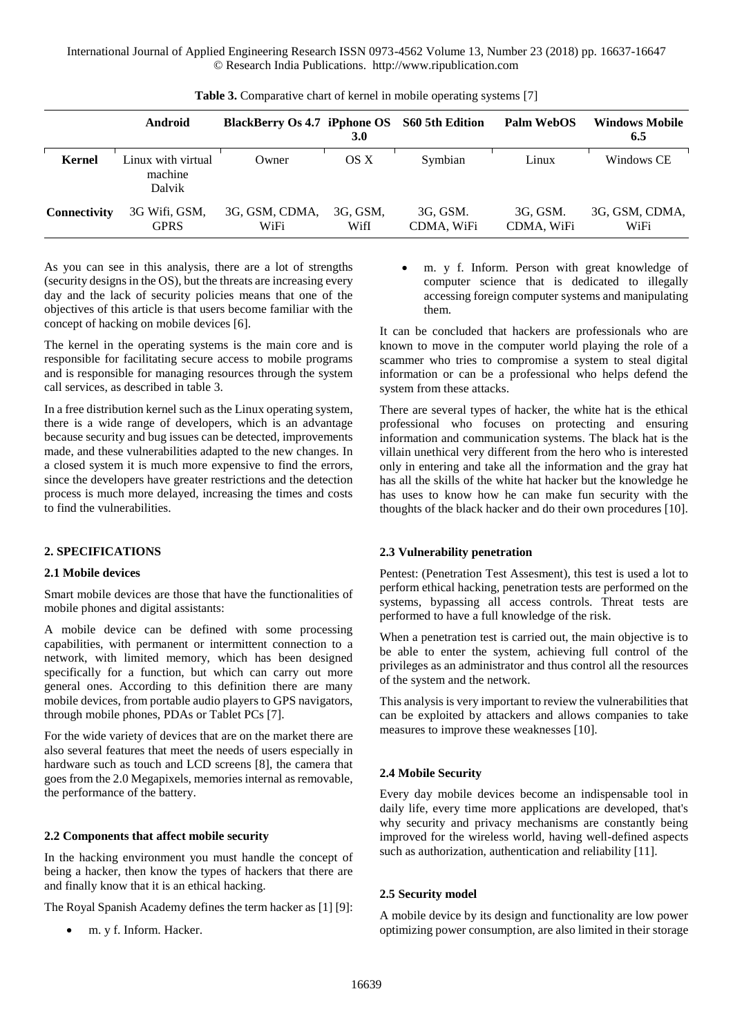**Table 3.** Comparative chart of kernel in mobile operating systems [7]

| | Android | BlackBerry Os 4.7 | iPphone OS 3.0 | S60 5th Edition | Palm WebOS | Windows Mobile 6.5 |
|---|---|---|---|---|---|---|
| **Kernel** | Linux with virtual machine Dalvik | Owner | OS X | Symbian | Linux | Windows CE |
| **Connectivity** | 3G Wifi, GSM, GPRS | 3G, GSM, CDMA, WiFi | 3G, GSM, WifI | 3G, GSM. CDMA, WiFi | 3G, GSM. CDMA, WiFi | 3G, GSM, CDMA, WiFi |

As you can see in this analysis, there are a lot of strengths (security designs in the OS), but the threats are increasing every day and the lack of security policies means that one of the objectives of this article is that users become familiar with the concept of hacking on mobile devices [6].

The kernel in the operating systems is the main core and is responsible for facilitating secure access to mobile programs and is responsible for managing resources through the system call services, as described in table 3.

In a free distribution kernel such as the Linux operating system, there is a wide range of developers, which is an advantage because security and bug issues can be detected, improvements made, and these vulnerabilities adapted to the new changes. In a closed system it is much more expensive to find the errors, since the developers have greater restrictions and the detection process is much more delayed, increasing the times and costs to find the vulnerabilities.

## 2. SPECIFICATIONS

### 2.1 Mobile devices

Smart mobile devices are those that have the functionalities of mobile phones and digital assistants:

A mobile device can be defined with some processing capabilities, with permanent or intermittent connection to a network, with limited memory, which has been designed specifically for a function, but which can carry out more general ones. According to this definition there are many mobile devices, from portable audio players to GPS navigators, through mobile phones, PDAs or Tablet PCs [7].

For the wide variety of devices that are on the market there are also several features that meet the needs of users especially in hardware such as touch and LCD screens [8], the camera that goes from the 2.0 Megapixels, memories internal as removable, the performance of the battery.

### 2.2 Components that affect mobile security

In the hacking environment you must handle the concept of being a hacker, then know the types of hackers that there are and finally know that it is an ethical hacking.

The Royal Spanish Academy defines the term hacker as [1] [9]:

- m. y f. Inform. Hacker.
- m. y f. Inform. Person with great knowledge of computer science that is dedicated to illegally accessing foreign computer systems and manipulating them.

It can be concluded that hackers are professionals who are known to move in the computer world playing the role of a scammer who tries to compromise a system to steal digital information or can be a professional who helps defend the system from these attacks.

There are several types of hacker, the white hat is the ethical professional who focuses on protecting and ensuring information and communication systems. The black hat is the villain unethical very different from the hero who is interested only in entering and take all the information and the gray hat has all the skills of the white hat hacker but the knowledge he has uses to know how he can make fun security with the thoughts of the black hacker and do their own procedures [10].

### 2.3 Vulnerability penetration

Pentest: (Penetration Test Assesment), this test is used a lot to perform ethical hacking, penetration tests are performed on the systems, bypassing all access controls. Threat tests are performed to have a full knowledge of the risk.

When a penetration test is carried out, the main objective is to be able to enter the system, achieving full control of the privileges as an administrator and thus control all the resources of the system and the network.

This analysis is very important to review the vulnerabilities that can be exploited by attackers and allows companies to take measures to improve these weaknesses [10].

### 2.4 Mobile Security

Every day mobile devices become an indispensable tool in daily life, every time more applications are developed, that's why security and privacy mechanisms are constantly being improved for the wireless world, having well-defined aspects such as authorization, authentication and reliability [11].

### 2.5 Security model

A mobile device by its design and functionality are low power optimizing power consumption, are also limited in their storage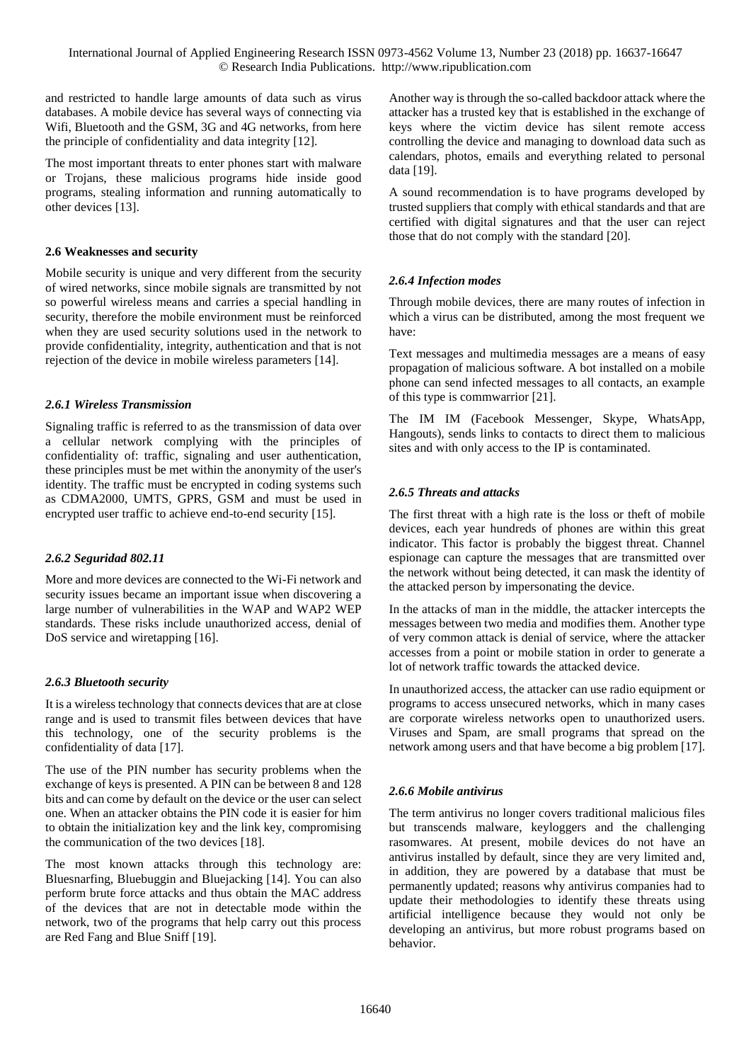and restricted to handle large amounts of data such as virus databases. A mobile device has several ways of connecting via Wifi, Bluetooth and the GSM, 3G and 4G networks, from here the principle of confidentiality and data integrity [12].

The most important threats to enter phones start with malware or Trojans, these malicious programs hide inside good programs, stealing information and running automatically to other devices [13].

### 2.6 Weaknesses and security

Mobile security is unique and very different from the security of wired networks, since mobile signals are transmitted by not so powerful wireless means and carries a special handling in security, therefore the mobile environment must be reinforced when they are used security solutions used in the network to provide confidentiality, integrity, authentication and that is not rejection of the device in mobile wireless parameters [14].

#### *2.6.1 Wireless Transmission*

Signaling traffic is referred to as the transmission of data over a cellular network complying with the principles of confidentiality of: traffic, signaling and user authentication, these principles must be met within the anonymity of the user's identity. The traffic must be encrypted in coding systems such as CDMA2000, UMTS, GPRS, GSM and must be used in encrypted user traffic to achieve end-to-end security [15].

#### *2.6.2 Seguridad 802.11*

More and more devices are connected to the Wi-Fi network and security issues became an important issue when discovering a large number of vulnerabilities in the WAP and WAP2 WEP standards. These risks include unauthorized access, denial of DoS service and wiretapping [16].

#### *2.6.3 Bluetooth security*

It is a wireless technology that connects devices that are at close range and is used to transmit files between devices that have this technology, one of the security problems is the confidentiality of data [17].

The use of the PIN number has security problems when the exchange of keys is presented. A PIN can be between 8 and 128 bits and can come by default on the device or the user can select one. When an attacker obtains the PIN code it is easier for him to obtain the initialization key and the link key, compromising the communication of the two devices [18].

The most known attacks through this technology are: Bluesnarfing, Bluebuggin and Bluejacking [14]. You can also perform brute force attacks and thus obtain the MAC address of the devices that are not in detectable mode within the network, two of the programs that help carry out this process are Red Fang and Blue Sniff [19].

Another way is through the so-called backdoor attack where the attacker has a trusted key that is established in the exchange of keys where the victim device has silent remote access controlling the device and managing to download data such as calendars, photos, emails and everything related to personal data [19].

A sound recommendation is to have programs developed by trusted suppliers that comply with ethical standards and that are certified with digital signatures and that the user can reject those that do not comply with the standard [20].

#### *2.6.4 Infection modes*

Through mobile devices, there are many routes of infection in which a virus can be distributed, among the most frequent we have:

Text messages and multimedia messages are a means of easy propagation of malicious software. A bot installed on a mobile phone can send infected messages to all contacts, an example of this type is commwarrior [21].

The IM IM (Facebook Messenger, Skype, WhatsApp, Hangouts), sends links to contacts to direct them to malicious sites and with only access to the IP is contaminated.

#### *2.6.5 Threats and attacks*

The first threat with a high rate is the loss or theft of mobile devices, each year hundreds of phones are within this great indicator. This factor is probably the biggest threat. Channel espionage can capture the messages that are transmitted over the network without being detected, it can mask the identity of the attacked person by impersonating the device.

In the attacks of man in the middle, the attacker intercepts the messages between two media and modifies them. Another type of very common attack is denial of service, where the attacker accesses from a point or mobile station in order to generate a lot of network traffic towards the attacked device.

In unauthorized access, the attacker can use radio equipment or programs to access unsecured networks, which in many cases are corporate wireless networks open to unauthorized users. Viruses and Spam, are small programs that spread on the network among users and that have become a big problem [17].

#### *2.6.6 Mobile antivirus*

The term antivirus no longer covers traditional malicious files but transcends malware, keyloggers and the challenging rasomwares. At present, mobile devices do not have an antivirus installed by default, since they are very limited and, in addition, they are powered by a database that must be permanently updated; reasons why antivirus companies had to update their methodologies to identify these threats using artificial intelligence because they would not only be developing an antivirus, but more robust programs based on behavior.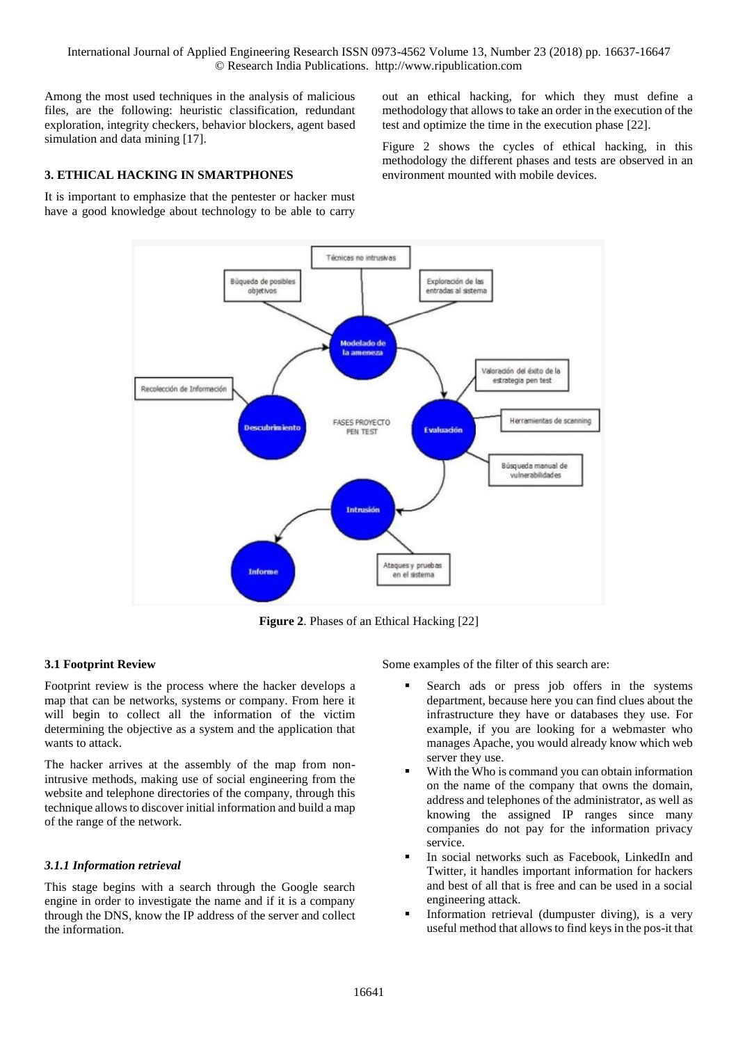Among the most used techniques in the analysis of malicious files, are the following: heuristic classification, redundant exploration, integrity checkers, behavior blockers, agent based simulation and data mining [17].

## 3. ETHICAL HACKING IN SMARTPHONES

It is important to emphasize that the pentester or hacker must have a good knowledge about technology to be able to carry out an ethical hacking, for which they must define a methodology that allows to take an order in the execution of the test and optimize the time in the execution phase [22].

Figure 2 shows the cycles of ethical hacking, in this methodology the different phases and tests are observed in an environment mounted with mobile devices.

**Figure 2**. Phases of an Ethical Hacking [22]

### 3.1 Footprint Review

Footprint review is the process where the hacker develops a map that can be networks, systems or company. From here it will begin to collect all the information of the victim determining the objective as a system and the application that wants to attack.

The hacker arrives at the assembly of the map from non-intrusive methods, making use of social engineering from the website and telephone directories of the company, through this technique allows to discover initial information and build a map of the range of the network.

#### *3.1.1 Information retrieval*

This stage begins with a search through the Google search engine in order to investigate the name and if it is a company through the DNS, know the IP address of the server and collect the information.

Some examples of the filter of this search are:

- Search ads or press job offers in the systems department, because here you can find clues about the infrastructure they have or databases they use. For example, if you are looking for a webmaster who manages Apache, you would already know which web server they use.
- With the Who is command you can obtain information on the name of the company that owns the domain, address and telephones of the administrator, as well as knowing the assigned IP ranges since many companies do not pay for the information privacy service.
- In social networks such as Facebook, LinkedIn and Twitter, it handles important information for hackers and best of all that is free and can be used in a social engineering attack.
- Information retrieval (dumpuster diving), is a very useful method that allows to find keys in the pos-it that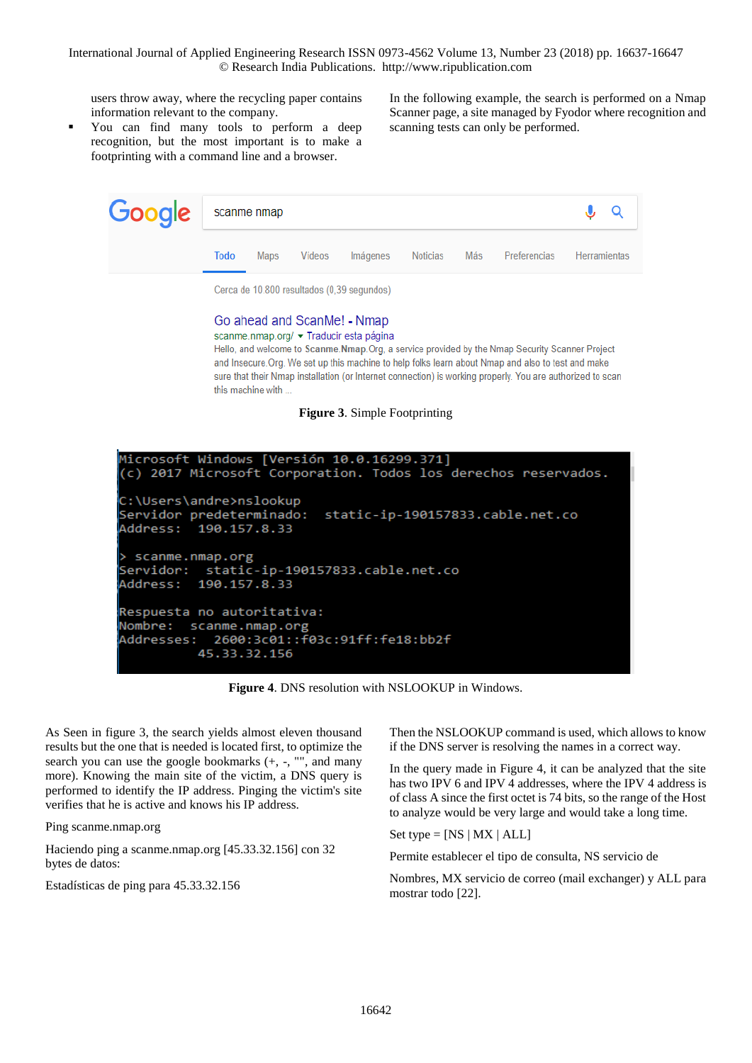users throw away, where the recycling paper contains information relevant to the company.

- You can find many tools to perform a deep recognition, but the most important is to make a footprinting with a command line and a browser.

In the following example, the search is performed on a Nmap Scanner page, a site managed by Fyodor where recognition and scanning tests can only be performed.

**Figure 3**. Simple Footprinting

```
Microsoft Windows [Versión 10.0.16299.371]
(c) 2017 Microsoft Corporation. Todos los derechos reservados.

C:\Users\andre>nslookup
Servidor predeterminado:  static-ip-190157833.cable.net.co
Address:  190.157.8.33

> scanme.nmap.org
Servidor:  static-ip-190157833.cable.net.co
Address:  190.157.8.33

Respuesta no autoritativa:
Nombre:   scanme.nmap.org
Addresses:  2600:3c01::f03c:91ff:fe18:bb2f
          45.33.32.156
```

**Figure 4**. DNS resolution with NSLOOKUP in Windows.

As Seen in figure 3, the search yields almost eleven thousand results but the one that is needed is located first, to optimize the search you can use the google bookmarks (+, -, "", and many more). Knowing the main site of the victim, a DNS query is performed to identify the IP address. Pinging the victim's site verifies that he is active and knows his IP address.

Ping scanme.nmap.org

Haciendo ping a scanme.nmap.org [45.33.32.156] con 32 bytes de datos:

Estadísticas de ping para 45.33.32.156

Then the NSLOOKUP command is used, which allows to know if the DNS server is resolving the names in a correct way.

In the query made in Figure 4, it can be analyzed that the site has two IPV 6 and IPV 4 addresses, where the IPV 4 address is of class A since the first octet is 74 bits, so the range of the Host to analyze would be very large and would take a long time.

Set type = [NS | MX | ALL]

Permite establecer el tipo de consulta, NS servicio de

Nombres, MX servicio de correo (mail exchanger) y ALL para mostrar todo [22].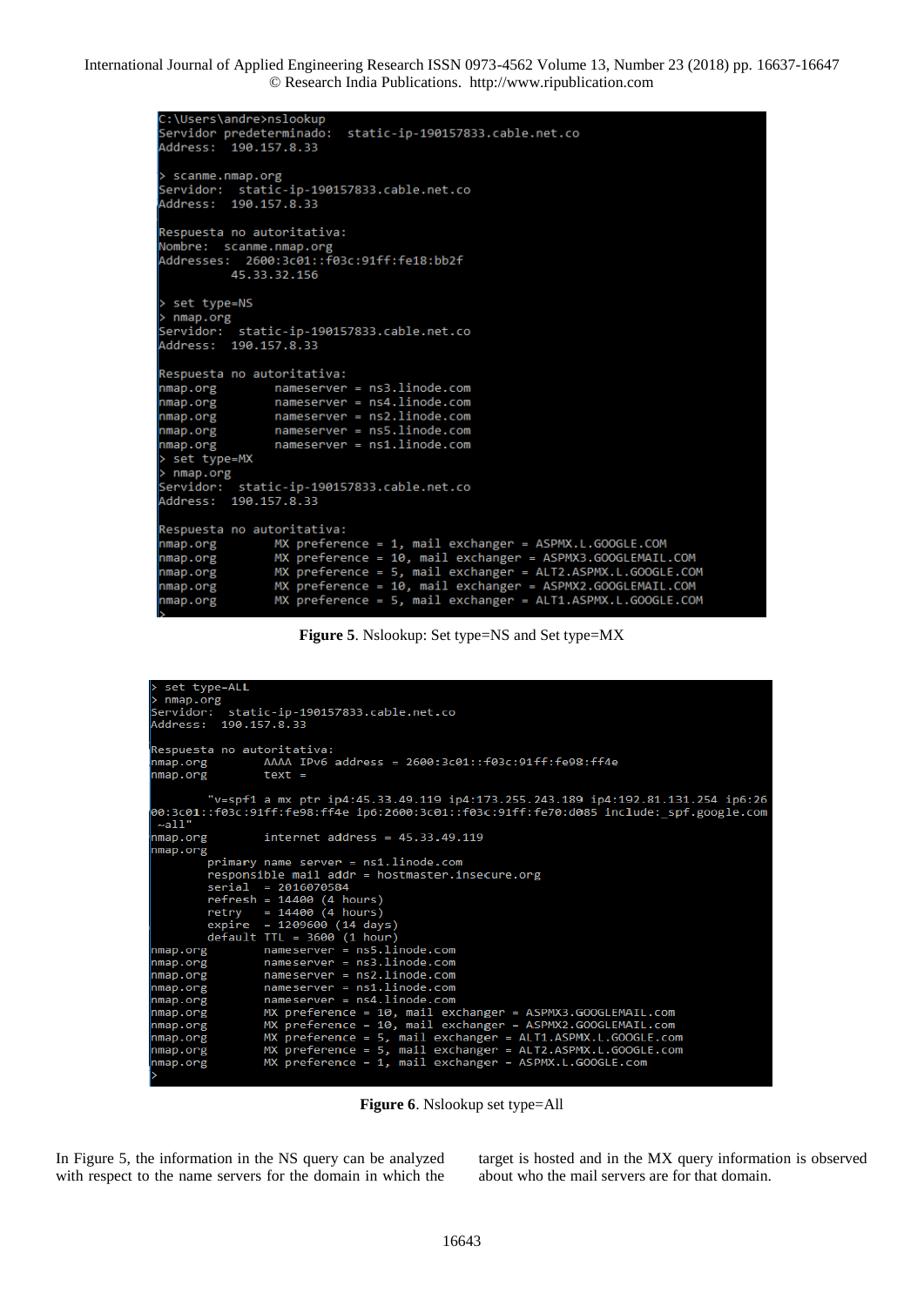```
C:\Users\andre>nslookup
Servidor predeterminado:  static-ip-190157833.cable.net.co
Address:  190.157.8.33

> scanme.nmap.org
Servidor:  static-ip-190157833.cable.net.co
Address:  190.157.8.33

Respuesta no autoritativa:
Nombre:  scanme.nmap.org
Addresses:  2600:3c01::f03c:91ff:fe18:bb2f
          45.33.32.156

> set type=NS
> nmap.org
Servidor:  static-ip-190157833.cable.net.co
Address:  190.157.8.33

Respuesta no autoritativa:
nmap.org        nameserver = ns3.linode.com
nmap.org        nameserver = ns4.linode.com
nmap.org        nameserver = ns2.linode.com
nmap.org        nameserver = ns5.linode.com
nmap.org        nameserver = ns1.linode.com
> set type=MX
> nmap.org
Servidor:  static-ip-190157833.cable.net.co
Address:  190.157.8.33

Respuesta no autoritativa:
nmap.org        MX preference = 1, mail exchanger = ASPMX.L.GOOGLE.COM
nmap.org        MX preference = 10, mail exchanger = ASPMX3.GOOGLEMAIL.COM
nmap.org        MX preference = 5, mail exchanger = ALT2.ASPMX.L.GOOGLE.COM
nmap.org        MX preference = 10, mail exchanger = ASPMX2.GOOGLEMAIL.COM
nmap.org        MX preference = 5, mail exchanger = ALT1.ASPMX.L.GOOGLE.COM
>
```

**Figure 5**. Nslookup: Set type=NS and Set type=MX

```
> set type=ALL
> nmap.org
Servidor:  static-ip-190157833.cable.net.co
Address:  190.157.8.33

Respuesta no autoritativa:
nmap.org        AAAA IPv6 address = 2600:3c01::f03c:91ff:fe98:ff4e
nmap.org        text =

        "v=spf1 a mx ptr ip4:45.33.49.119 ip4:173.255.243.189 ip4:192.81.131.254 ip6:26
00:3c01::f03c:91ff:fe98:ff4e ip6:2600:3c01::f03c:91ff:fe70:d085 include:_spf.google.com
 ~all"
nmap.org        internet address = 45.33.49.119
nmap.org
        primary name server = ns1.linode.com
        responsible mail addr = hostmaster.insecure.org
        serial  = 2016070584
        refresh = 14400 (4 hours)
        retry   = 14400 (4 hours)
        expire  = 1209600 (14 days)
        default TTL = 3600 (1 hour)
nmap.org        nameserver = ns5.linode.com
nmap.org        nameserver = ns3.linode.com
nmap.org        nameserver = ns2.linode.com
nmap.org        nameserver = ns1.linode.com
nmap.org        nameserver = ns4.linode.com
nmap.org        MX preference = 10, mail exchanger = ASPMX3.GOOGLEMAIL.com
nmap.org        MX preference = 10, mail exchanger = ASPMX2.GOOGLEMAIL.com
nmap.org        MX preference = 5, mail exchanger = ALT1.ASPMX.L.GOOGLE.com
nmap.org        MX preference = 5, mail exchanger = ALT2.ASPMX.L.GOOGLE.com
nmap.org        MX preference = 1, mail exchanger = ASPMX.L.GOOGLE.com
>
```

**Figure 6**. Nslookup set type=All

In Figure 5, the information in the NS query can be analyzed with respect to the name servers for the domain in which the target is hosted and in the MX query information is observed about who the mail servers are for that domain.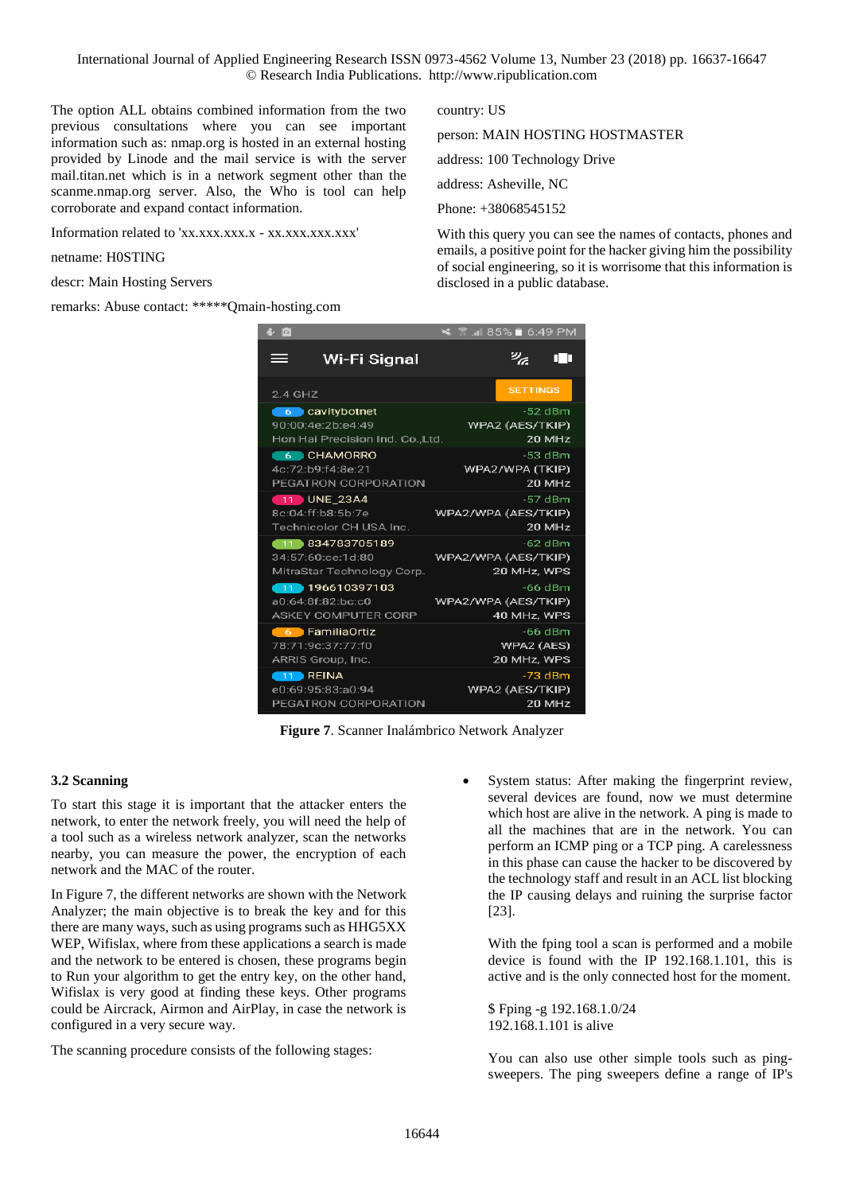The option ALL obtains combined information from the two previous consultations where you can see important information such as: nmap.org is hosted in an external hosting provided by Linode and the mail service is with the server mail.titan.net which is in a network segment other than the scanme.nmap.org server. Also, the Who is tool can help corroborate and expand contact information.

Information related to 'xx.xxx.xxx.x - xx.xxx.xxx.xxx'

netname: H0STING

descr: Main Hosting Servers

remarks: Abuse contact: *****Qmain-hosting.com

country: US

person: MAIN HOSTING HOSTMASTER

address: 100 Technology Drive

address: Asheville, NC

Phone: +38068545152

With this query you can see the names of contacts, phones and emails, a positive point for the hacker giving him the possibility of social engineering, so it is worrisome that this information is disclosed in a public database.

**Figure 7**. Scanner Inalámbrico Network Analyzer

### 3.2 Scanning

To start this stage it is important that the attacker enters the network, to enter the network freely, you will need the help of a tool such as a wireless network analyzer, scan the networks nearby, you can measure the power, the encryption of each network and the MAC of the router.

In Figure 7, the different networks are shown with the Network Analyzer; the main objective is to break the key and for this there are many ways, such as using programs such as HHG5XX WEP, Wifislax, where from these applications a search is made and the network to be entered is chosen, these programs begin to Run your algorithm to get the entry key, on the other hand, Wifislax is very good at finding these keys. Other programs could be Aircrack, Airmon and AirPlay, in case the network is configured in a very secure way.

The scanning procedure consists of the following stages:

- System status: After making the fingerprint review, several devices are found, now we must determine which host are alive in the network. A ping is made to all the machines that are in the network. You can perform an ICMP ping or a TCP ping. A carelessness in this phase can cause the hacker to be discovered by the technology staff and result in an ACL list blocking the IP causing delays and ruining the surprise factor [23].

  With the fping tool a scan is performed and a mobile device is found with the IP 192.168.1.101, this is active and is the only connected host for the moment.

  ```
  $ Fping -g 192.168.1.0/24
  192.168.1.101 is alive
  ```

  You can also use other simple tools such as ping-sweepers. The ping sweepers define a range of IP's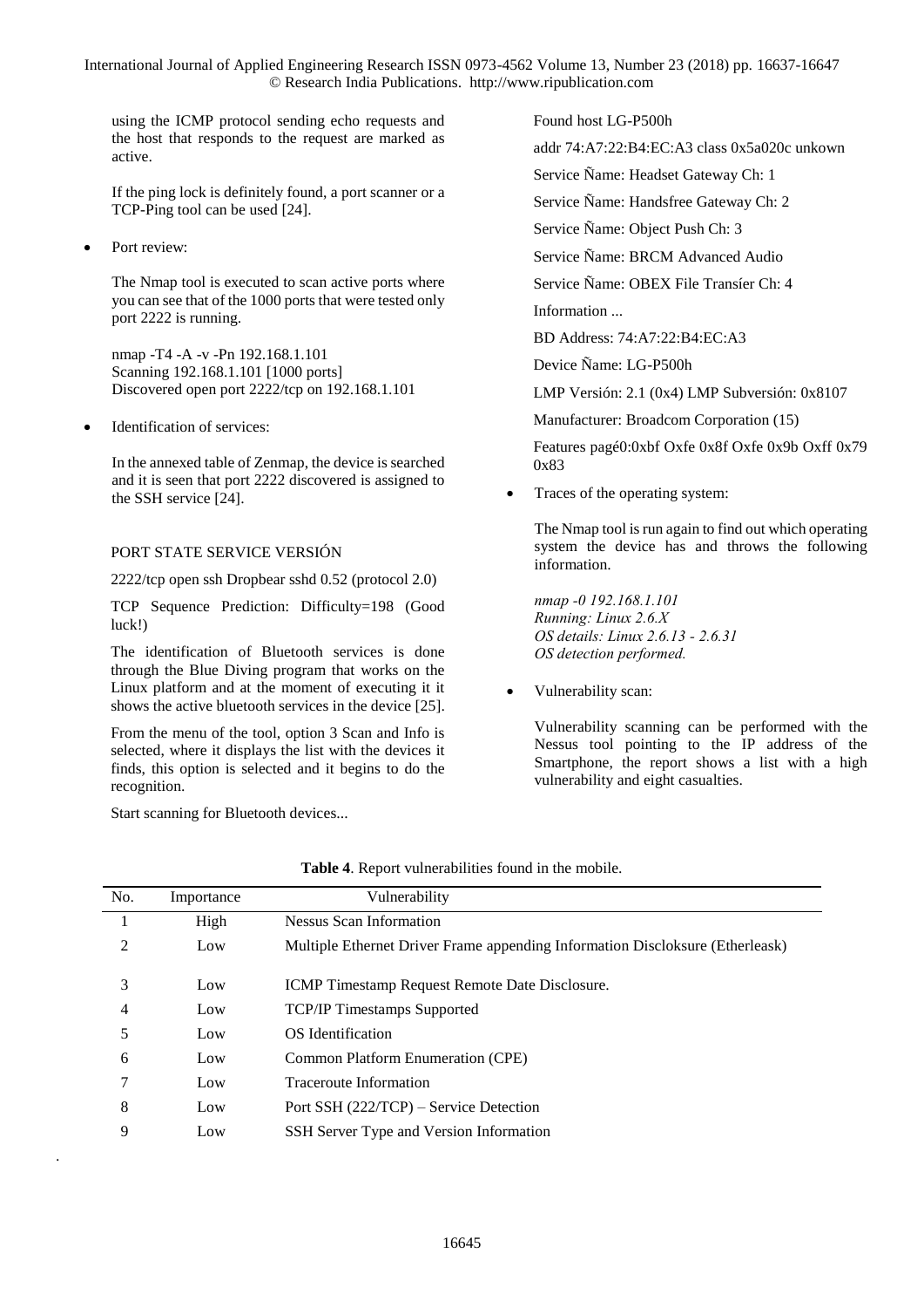using the ICMP protocol sending echo requests and the host that responds to the request are marked as active.

If the ping lock is definitely found, a port scanner or a TCP-Ping tool can be used [24].

- Port review:

The Nmap tool is executed to scan active ports where you can see that of the 1000 ports that were tested only port 2222 is running.

```
nmap -T4 -A -v -Pn 192.168.1.101
Scanning 192.168.1.101 [1000 ports]
Discovered open port 2222/tcp on 192.168.1.101
```

- Identification of services:

In the annexed table of Zenmap, the device is searched and it is seen that port 2222 discovered is assigned to the SSH service [24].

PORT STATE SERVICE VERSIÓN

2222/tcp open ssh Dropbear sshd 0.52 (protocol 2.0)

TCP Sequence Prediction: Difficulty=198 (Good luck!)

The identification of Bluetooth services is done through the Blue Diving program that works on the Linux platform and at the moment of executing it it shows the active bluetooth services in the device [25].

From the menu of the tool, option 3 Scan and Info is selected, where it displays the list with the devices it finds, this option is selected and it begins to do the recognition.

Start scanning for Bluetooth devices...

Found host LG-P500h

addr 74:A7:22:B4:EC:A3 class 0x5a020c unkown

Service Ñame: Headset Gateway Ch: 1

Service Ñame: Handsfree Gateway Ch: 2

Service Ñame: Object Push Ch: 3

Service Ñame: BRCM Advanced Audio

Service Ñame: OBEX File Transíer Ch: 4

Information ...

BD Address: 74:A7:22:B4:EC:A3

Device Ñame: LG-P500h

LMP Versión: 2.1 (0x4) LMP Subversión: 0x8107

Manufacturer: Broadcom Corporation (15)

Features pagé0:0xbf Oxfe 0x8f Oxfe 0x9b Oxff 0x79 0x83

- Traces of the operating system:

The Nmap tool is run again to find out which operating system the device has and throws the following information.

*nmap -0 192.168.1.101*
*Running: Linux 2.6.X*
*OS details: Linux 2.6.13 - 2.6.31*
*OS detection performed.*

- Vulnerability scan:

Vulnerability scanning can be performed with the Nessus tool pointing to the IP address of the Smartphone, the report shows a list with a high vulnerability and eight casualties.

**Table 4**. Report vulnerabilities found in the mobile.

| No. | Importance | Vulnerability |
|---|---|---|
| 1 | High | Nessus Scan Information |
| 2 | Low | Multiple Ethernet Driver Frame appending Information Discloksure (Etherleask) |
| 3 | Low | ICMP Timestamp Request Remote Date Disclosure. |
| 4 | Low | TCP/IP Timestamps Supported |
| 5 | Low | OS Identification |
| 6 | Low | Common Platform Enumeration (CPE) |
| 7 | Low | Traceroute Information |
| 8 | Low | Port SSH (222/TCP) – Service Detection |
| 9 | Low | SSH Server Type and Version Information |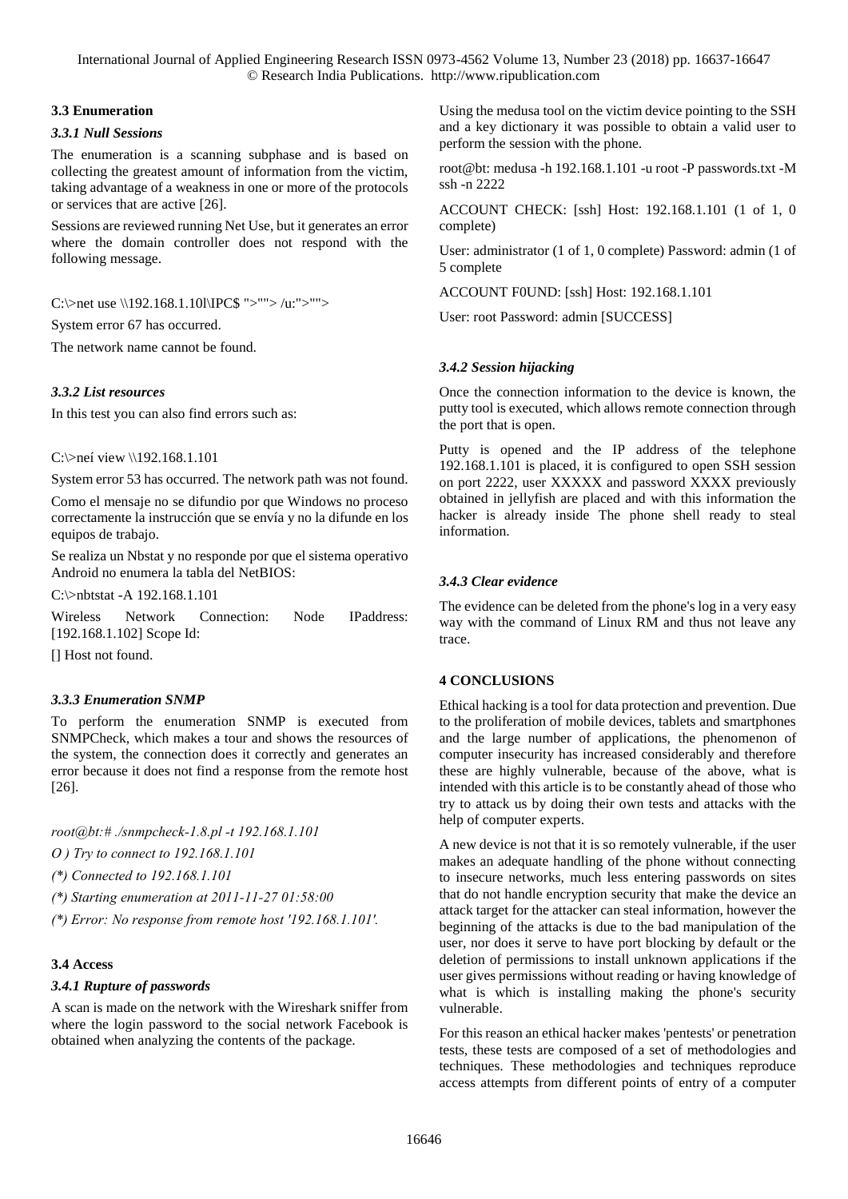### 3.3 Enumeration

#### *3.3.1 Null Sessions*

The enumeration is a scanning subphase and is based on collecting the greatest amount of information from the victim, taking advantage of a weakness in one or more of the protocols or services that are active [26].

Sessions are reviewed running Net Use, but it generates an error where the domain controller does not respond with the following message.

C:\>net use \\192.168.1.10l\IPC$ ">""> /u:">"">

System error 67 has occurred.

The network name cannot be found.

#### *3.3.2 List resources*

In this test you can also find errors such as:

C:\>neí view \\192.168.1.101

System error 53 has occurred. The network path was not found.

Como el mensaje no se difundio por que Windows no proceso correctamente la instrucción que se envía y no la difunde en los equipos de trabajo.

Se realiza un Nbstat y no responde por que el sistema operativo Android no enumera la tabla del NetBIOS:

C:\>nbtstat -A 192.168.1.101

Wireless Network Connection: Node IPaddress: [192.168.1.102] Scope Id:

[] Host not found.

#### *3.3.3 Enumeration SNMP*

To perform the enumeration SNMP is executed from SNMPCheck, which makes a tour and shows the resources of the system, the connection does it correctly and generates an error because it does not find a response from the remote host [26].

*root@bt:# ./snmpcheck-1.8.pl -t 192.168.1.101*

*O ) Try to connect to 192.168.1.101*

*(\*) Connected to 192.168.1.101*

*(\*) Starting enumeration at 2011-11-27 01:58:00*

*(\*) Error: No response from remote host '192.168.1.101'.*

### 3.4 Access

#### *3.4.1 Rupture of passwords*

A scan is made on the network with the Wireshark sniffer from where the login password to the social network Facebook is obtained when analyzing the contents of the package.

Using the medusa tool on the victim device pointing to the SSH and a key dictionary it was possible to obtain a valid user to perform the session with the phone.

root@bt: medusa -h 192.168.1.101 -u root -P passwords.txt -M ssh -n 2222

ACCOUNT CHECK: [ssh] Host: 192.168.1.101 (1 of 1, 0 complete)

User: administrator (1 of 1, 0 complete) Password: admin (1 of 5 complete

ACCOUNT F0UND: [ssh] Host: 192.168.1.101

User: root Password: admin [SUCCESS]

#### *3.4.2 Session hijacking*

Once the connection information to the device is known, the putty tool is executed, which allows remote connection through the port that is open.

Putty is opened and the IP address of the telephone 192.168.1.101 is placed, it is configured to open SSH session on port 2222, user XXXXX and password XXXX previously obtained in jellyfish are placed and with this information the hacker is already inside The phone shell ready to steal information.

#### *3.4.3 Clear evidence*

The evidence can be deleted from the phone's log in a very easy way with the command of Linux RM and thus not leave any trace.

## 4 CONCLUSIONS

Ethical hacking is a tool for data protection and prevention. Due to the proliferation of mobile devices, tablets and smartphones and the large number of applications, the phenomenon of computer insecurity has increased considerably and therefore these are highly vulnerable, because of the above, what is intended with this article is to be constantly ahead of those who try to attack us by doing their own tests and attacks with the help of computer experts.

A new device is not that it is so remotely vulnerable, if the user makes an adequate handling of the phone without connecting to insecure networks, much less entering passwords on sites that do not handle encryption security that make the device an attack target for the attacker can steal information, however the beginning of the attacks is due to the bad manipulation of the user, nor does it serve to have port blocking by default or the deletion of permissions to install unknown applications if the user gives permissions without reading or having knowledge of what is which is installing making the phone's security vulnerable.

For this reason an ethical hacker makes 'pentests' or penetration tests, these tests are composed of a set of methodologies and techniques. These methodologies and techniques reproduce access attempts from different points of entry of a computer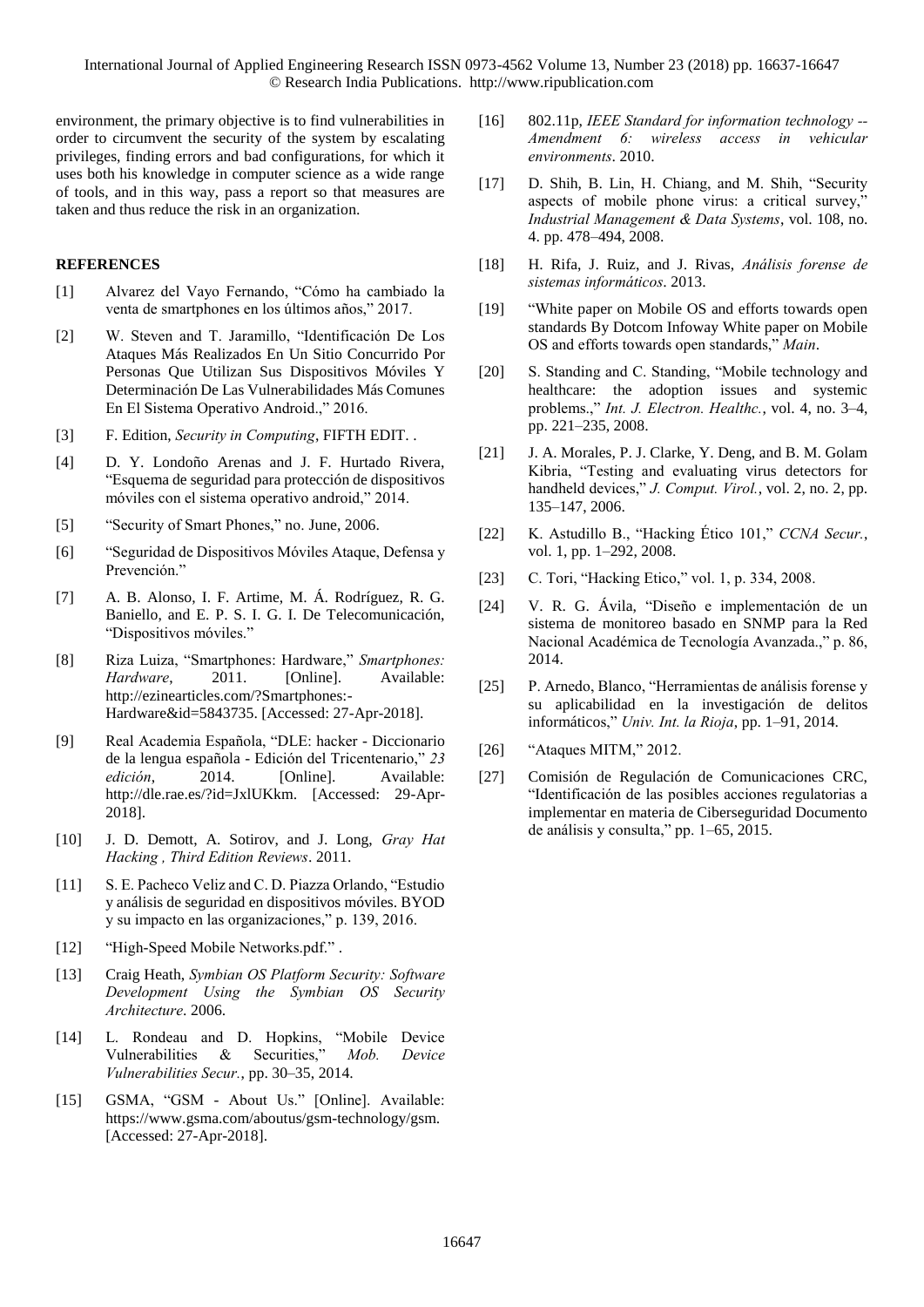environment, the primary objective is to find vulnerabilities in order to circumvent the security of the system by escalating privileges, finding errors and bad configurations, for which it uses both his knowledge in computer science as a wide range of tools, and in this way, pass a report so that measures are taken and thus reduce the risk in an organization.

## REFERENCES

[1] Alvarez del Vayo Fernando, "Cómo ha cambiado la venta de smartphones en los últimos años," 2017.

[2] W. Steven and T. Jaramillo, "Identificación De Los Ataques Más Realizados En Un Sitio Concurrido Por Personas Que Utilizan Sus Dispositivos Móviles Y Determinación De Las Vulnerabilidades Más Comunes En El Sistema Operativo Android.," 2016.

[3] F. Edition, *Security in Computing*, FIFTH EDIT. .

[4] D. Y. Londoño Arenas and J. F. Hurtado Rivera, "Esquema de seguridad para protección de dispositivos móviles con el sistema operativo android," 2014.

[5] "Security of Smart Phones," no. June, 2006.

[6] "Seguridad de Dispositivos Móviles Ataque, Defensa y Prevención."

[7] A. B. Alonso, I. F. Artime, M. Á. Rodríguez, R. G. Baniello, and E. P. S. I. G. I. De Telecomunicación, "Dispositivos móviles."

[8] Riza Luiza, "Smartphones: Hardware," *Smartphones: Hardware*, 2011. [Online]. Available: http://ezinearticles.com/?Smartphones:-Hardware&id=5843735. [Accessed: 27-Apr-2018].

[9] Real Academia Española, "DLE: hacker - Diccionario de la lengua española - Edición del Tricentenario," *23 edición*, 2014. [Online]. Available: http://dle.rae.es/?id=JxlUKkm. [Accessed: 29-Apr-2018].

[10] J. D. Demott, A. Sotirov, and J. Long, *Gray Hat Hacking , Third Edition Reviews*. 2011.

[11] S. E. Pacheco Veliz and C. D. Piazza Orlando, "Estudio y análisis de seguridad en dispositivos móviles. BYOD y su impacto en las organizaciones," p. 139, 2016.

[12] "High-Speed Mobile Networks.pdf." .

[13] Craig Heath, *Symbian OS Platform Security: Software Development Using the Symbian OS Security Architecture*. 2006.

[14] L. Rondeau and D. Hopkins, "Mobile Device Vulnerabilities & Securities," *Mob. Device Vulnerabilities Secur.*, pp. 30–35, 2014.

[15] GSMA, "GSM - About Us." [Online]. Available: https://www.gsma.com/aboutus/gsm-technology/gsm. [Accessed: 27-Apr-2018].

[16] 802.11p, *IEEE Standard for information technology -- Amendment 6: wireless access in vehicular environments*. 2010.

[17] D. Shih, B. Lin, H. Chiang, and M. Shih, "Security aspects of mobile phone virus: a critical survey," *Industrial Management & Data Systems*, vol. 108, no. 4. pp. 478–494, 2008.

[18] H. Rifa, J. Ruiz, and J. Rivas, *Análisis forense de sistemas informáticos*. 2013.

[19] "White paper on Mobile OS and efforts towards open standards By Dotcom Infoway White paper on Mobile OS and efforts towards open standards," *Main*.

[20] S. Standing and C. Standing, "Mobile technology and healthcare: the adoption issues and systemic problems.," *Int. J. Electron. Healthc.*, vol. 4, no. 3–4, pp. 221–235, 2008.

[21] J. A. Morales, P. J. Clarke, Y. Deng, and B. M. Golam Kibria, "Testing and evaluating virus detectors for handheld devices," *J. Comput. Virol.*, vol. 2, no. 2, pp. 135–147, 2006.

[22] K. Astudillo B., "Hacking Ético 101," *CCNA Secur.*, vol. 1, pp. 1–292, 2008.

[23] C. Tori, "Hacking Etico," vol. 1, p. 334, 2008.

[24] V. R. G. Ávila, "Diseño e implementación de un sistema de monitoreo basado en SNMP para la Red Nacional Académica de Tecnología Avanzada.," p. 86, 2014.

[25] P. Arnedo, Blanco, "Herramientas de análisis forense y su aplicabilidad en la investigación de delitos informáticos," *Univ. Int. la Rioja*, pp. 1–91, 2014.

[26] "Ataques MITM," 2012.

[27] Comisión de Regulación de Comunicaciones CRC, "Identificación de las posibles acciones regulatorias a implementar en materia de Ciberseguridad Documento de análisis y consulta," pp. 1–65, 2015.